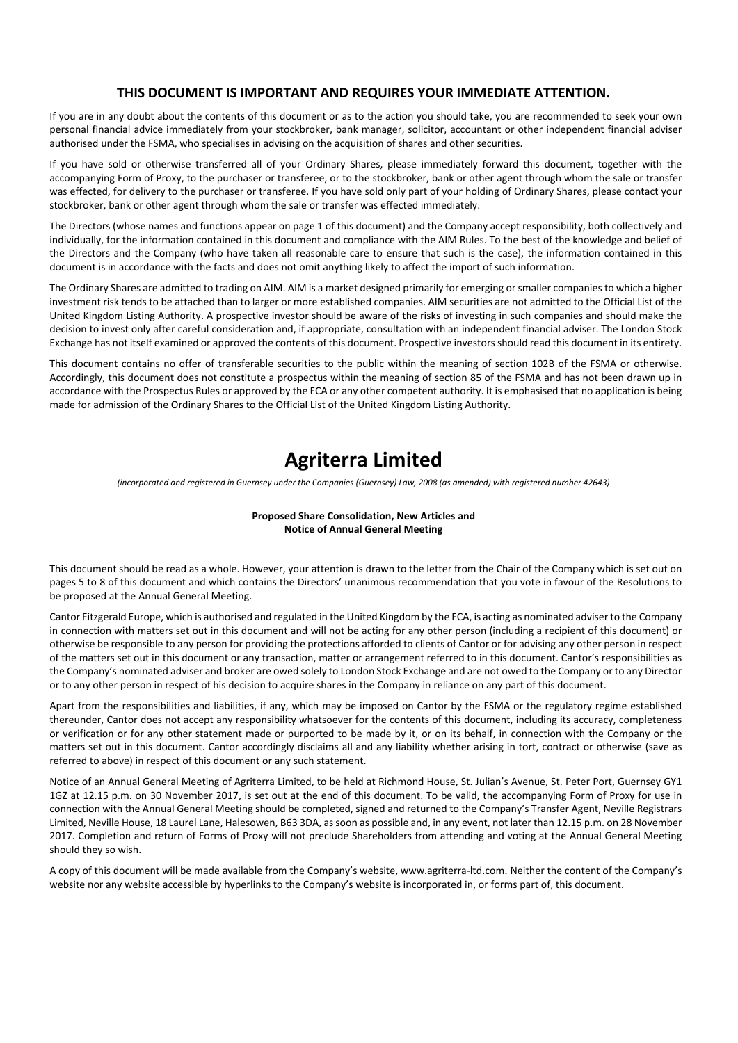**THIS DOCUMENT IS IMPORTANT AND REQUIRES YOUR IMMEDIATE ATTENTION.**

If you are in any doubt about the contents of this document or as to the action you should take, you are recommended to seek your own personal financial advice immediately from your stockbroker, bank manager, solicitor, accountant or other independent financial adviser authorised under the FSMA, who specialises in advising on the acquisition of shares and other securities.

If you have sold or otherwise transferred all of your Ordinary Shares, please immediately forward this document, together with the accompanying Form of Proxy, to the purchaser or transferee, or to the stockbroker, bank or other agent through whom the sale or transfer was effected, for delivery to the purchaser or transferee. If you have sold only part of your holding of Ordinary Shares, please contact your stockbroker, bank or other agent through whom the sale or transfer was effected immediately.

The Directors (whose names and functions appear on page 1 of this document) and the Company accept responsibility, both collectively and individually, for the information contained in this document and compliance with the AIM Rules. To the best of the knowledge and belief of the Directors and the Company (who have taken all reasonable care to ensure that such is the case), the information contained in this document is in accordance with the facts and does not omit anything likely to affect the import of such information.

The Ordinary Shares are admitted to trading on AIM. AIM is a market designed primarily for emerging or smaller companies to which a higher investment risk tends to be attached than to larger or more established companies. AIM securities are not admitted to the Official List of the United Kingdom Listing Authority. A prospective investor should be aware of the risks of investing in such companies and should make the decision to invest only after careful consideration and, if appropriate, consultation with an independent financial adviser. The London Stock Exchange has not itself examined or approved the contents of this document. Prospective investors should read this document in its entirety.

This document contains no offer of transferable securities to the public within the meaning of section 102B of the FSMA or otherwise. Accordingly, this document does not constitute a prospectus within the meaning of section 85 of the FSMA and has not been drawn up in accordance with the Prospectus Rules or approved by the FCA or any other competent authority. It is emphasised that no application is being made for admission of the Ordinary Shares to the Official List of the United Kingdom Listing Authority.

---

# Agriterra Limited

*(incorporated and registered in Guernsey under the Companies (Guernsey) Law, 2008 (as amended) with registered number 42643)*

**Proposed Share Consolidation, New Articles and**
**Notice of Annual General Meeting**

---

This document should be read as a whole. However, your attention is drawn to the letter from the Chair of the Company which is set out on pages 5 to 8 of this document and which contains the Directors' unanimous recommendation that you vote in favour of the Resolutions to be proposed at the Annual General Meeting.

Cantor Fitzgerald Europe, which is authorised and regulated in the United Kingdom by the FCA, is acting as nominated adviser to the Company in connection with matters set out in this document and will not be acting for any other person (including a recipient of this document) or otherwise be responsible to any person for providing the protections afforded to clients of Cantor or for advising any other person in respect of the matters set out in this document or any transaction, matter or arrangement referred to in this document. Cantor's responsibilities as the Company's nominated adviser and broker are owed solely to London Stock Exchange and are not owed to the Company or to any Director or to any other person in respect of his decision to acquire shares in the Company in reliance on any part of this document.

Apart from the responsibilities and liabilities, if any, which may be imposed on Cantor by the FSMA or the regulatory regime established thereunder, Cantor does not accept any responsibility whatsoever for the contents of this document, including its accuracy, completeness or verification or for any other statement made or purported to be made by it, or on its behalf, in connection with the Company or the matters set out in this document. Cantor accordingly disclaims all and any liability whether arising in tort, contract or otherwise (save as referred to above) in respect of this document or any such statement.

Notice of an Annual General Meeting of Agriterra Limited, to be held at Richmond House, St. Julian's Avenue, St. Peter Port, Guernsey GY1 1GZ at 12.15 p.m. on 30 November 2017, is set out at the end of this document. To be valid, the accompanying Form of Proxy for use in connection with the Annual General Meeting should be completed, signed and returned to the Company's Transfer Agent, Neville Registrars Limited, Neville House, 18 Laurel Lane, Halesowen, B63 3DA, as soon as possible and, in any event, not later than 12.15 p.m. on 28 November 2017. Completion and return of Forms of Proxy will not preclude Shareholders from attending and voting at the Annual General Meeting should they so wish.

A copy of this document will be made available from the Company's website, www.agriterra-ltd.com. Neither the content of the Company's website nor any website accessible by hyperlinks to the Company's website is incorporated in, or forms part of, this document.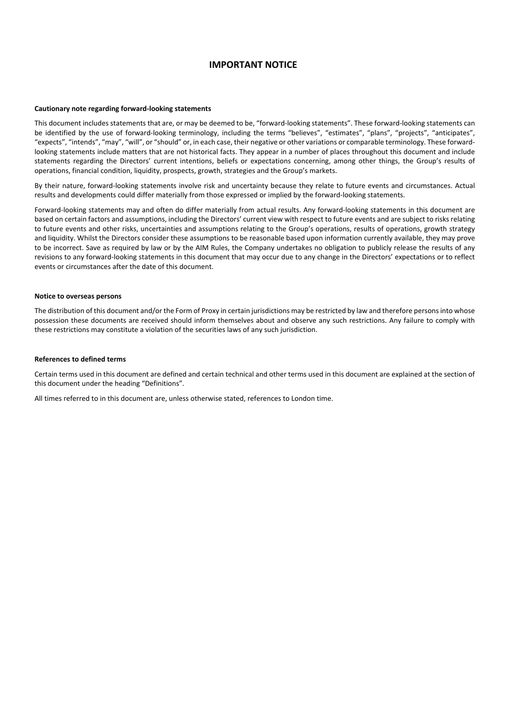# IMPORTANT NOTICE

**Cautionary note regarding forward-looking statements**

This document includes statements that are, or may be deemed to be, "forward-looking statements". These forward-looking statements can be identified by the use of forward-looking terminology, including the terms "believes", "estimates", "plans", "projects", "anticipates", "expects", "intends", "may", "will", or "should" or, in each case, their negative or other variations or comparable terminology. These forward-looking statements include matters that are not historical facts. They appear in a number of places throughout this document and include statements regarding the Directors' current intentions, beliefs or expectations concerning, among other things, the Group's results of operations, financial condition, liquidity, prospects, growth, strategies and the Group's markets.

By their nature, forward-looking statements involve risk and uncertainty because they relate to future events and circumstances. Actual results and developments could differ materially from those expressed or implied by the forward-looking statements.

Forward-looking statements may and often do differ materially from actual results. Any forward-looking statements in this document are based on certain factors and assumptions, including the Directors' current view with respect to future events and are subject to risks relating to future events and other risks, uncertainties and assumptions relating to the Group's operations, results of operations, growth strategy and liquidity. Whilst the Directors consider these assumptions to be reasonable based upon information currently available, they may prove to be incorrect. Save as required by law or by the AIM Rules, the Company undertakes no obligation to publicly release the results of any revisions to any forward-looking statements in this document that may occur due to any change in the Directors' expectations or to reflect events or circumstances after the date of this document.

**Notice to overseas persons**

The distribution of this document and/or the Form of Proxy in certain jurisdictions may be restricted by law and therefore persons into whose possession these documents are received should inform themselves about and observe any such restrictions. Any failure to comply with these restrictions may constitute a violation of the securities laws of any such jurisdiction.

**References to defined terms**

Certain terms used in this document are defined and certain technical and other terms used in this document are explained at the section of this document under the heading "Definitions".

All times referred to in this document are, unless otherwise stated, references to London time.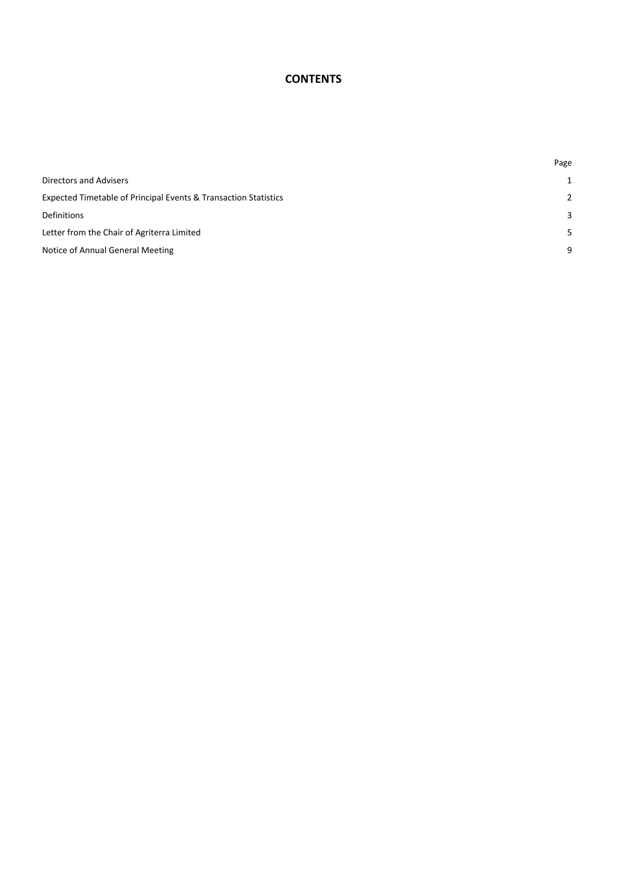# CONTENTS

| | Page |
|---|---|
| Directors and Advisers | 1 |
| Expected Timetable of Principal Events & Transaction Statistics | 2 |
| Definitions | 3 |
| Letter from the Chair of Agriterra Limited | 5 |
| Notice of Annual General Meeting | 9 |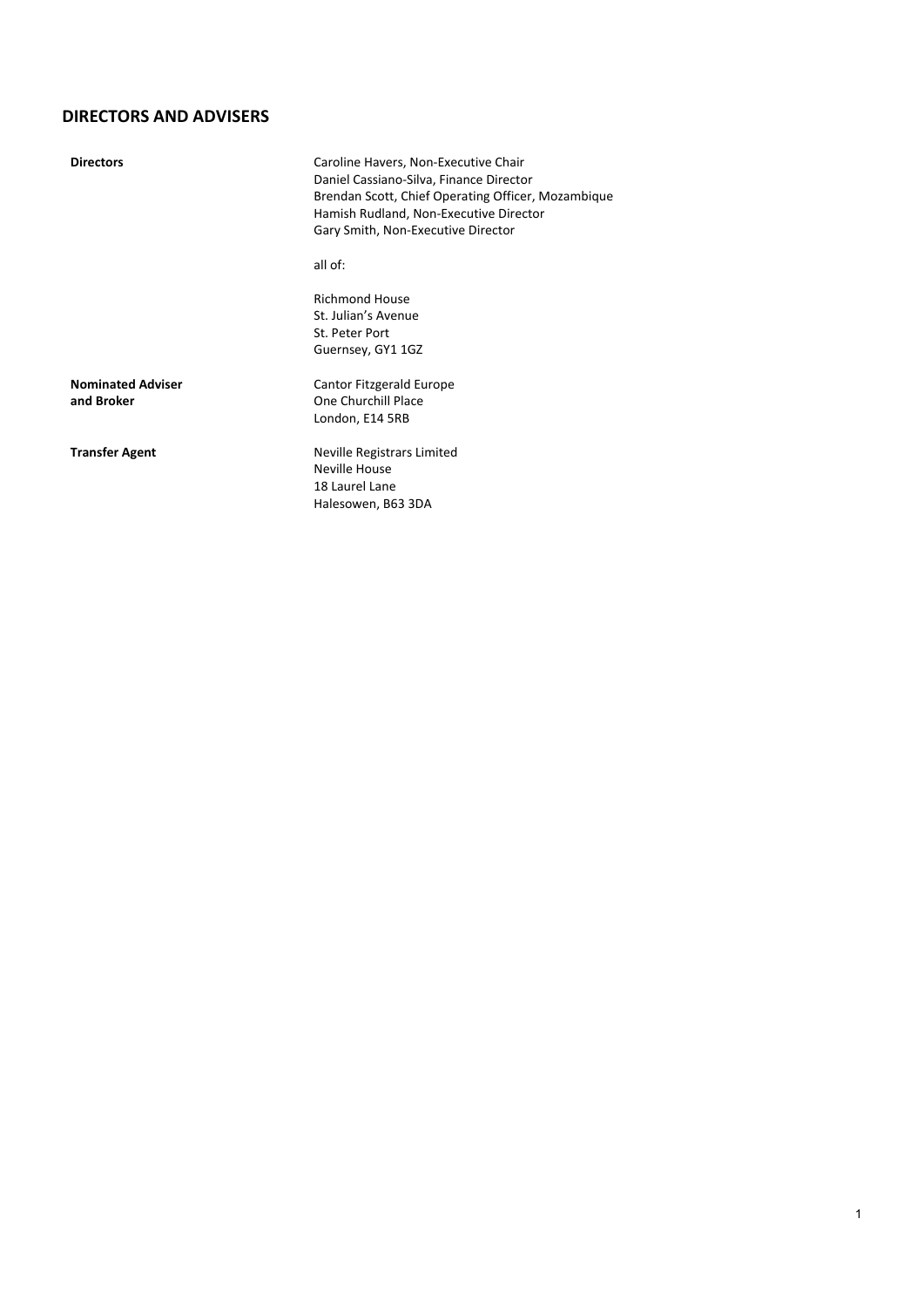## DIRECTORS AND ADVISERS

| | |
|---|---|
| **Directors** | Caroline Havers, Non-Executive Chair<br>Daniel Cassiano-Silva, Finance Director<br>Brendan Scott, Chief Operating Officer, Mozambique<br>Hamish Rudland, Non-Executive Director<br>Gary Smith, Non-Executive Director<br><br>all of:<br><br>Richmond House<br>St. Julian's Avenue<br>St. Peter Port<br>Guernsey, GY1 1GZ |
| **Nominated Adviser and Broker** | Cantor Fitzgerald Europe<br>One Churchill Place<br>London, E14 5RB |
| **Transfer Agent** | Neville Registrars Limited<br>Neville House<br>18 Laurel Lane<br>Halesowen, B63 3DA |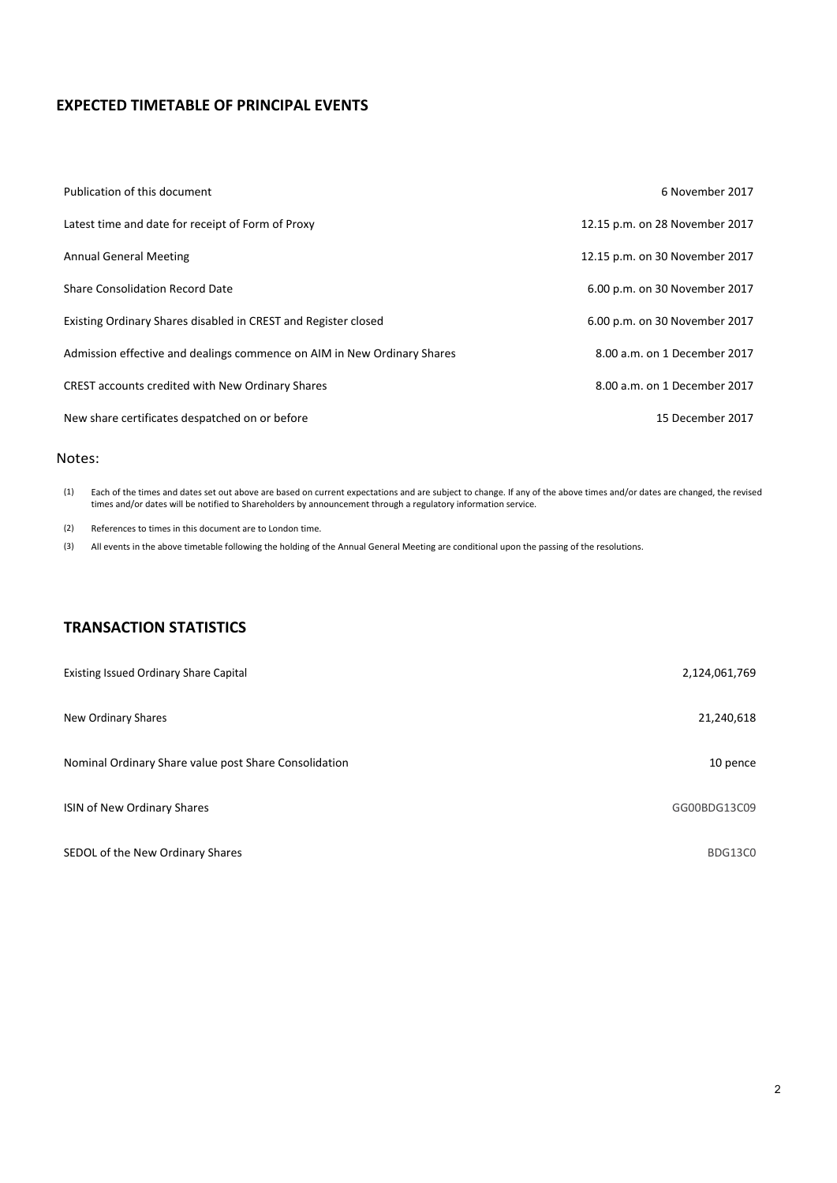## EXPECTED TIMETABLE OF PRINCIPAL EVENTS

| | |
|---|---|
| Publication of this document | 6 November 2017 |
| Latest time and date for receipt of Form of Proxy | 12.15 p.m. on 28 November 2017 |
| Annual General Meeting | 12.15 p.m. on 30 November 2017 |
| Share Consolidation Record Date | 6.00 p.m. on 30 November 2017 |
| Existing Ordinary Shares disabled in CREST and Register closed | 6.00 p.m. on 30 November 2017 |
| Admission effective and dealings commence on AIM in New Ordinary Shares | 8.00 a.m. on 1 December 2017 |
| CREST accounts credited with New Ordinary Shares | 8.00 a.m. on 1 December 2017 |
| New share certificates despatched on or before | 15 December 2017 |

Notes:

(1) Each of the times and dates set out above are based on current expectations and are subject to change. If any of the above times and/or dates are changed, the revised times and/or dates will be notified to Shareholders by announcement through a regulatory information service.

(2) References to times in this document are to London time.

(3) All events in the above timetable following the holding of the Annual General Meeting are conditional upon the passing of the resolutions.

## TRANSACTION STATISTICS

| | |
|---|---|
| Existing Issued Ordinary Share Capital | 2,124,061,769 |
| New Ordinary Shares | 21,240,618 |
| Nominal Ordinary Share value post Share Consolidation | 10 pence |
| ISIN of New Ordinary Shares | GG00BDG13C09 |
| SEDOL of the New Ordinary Shares | BDG13C0 |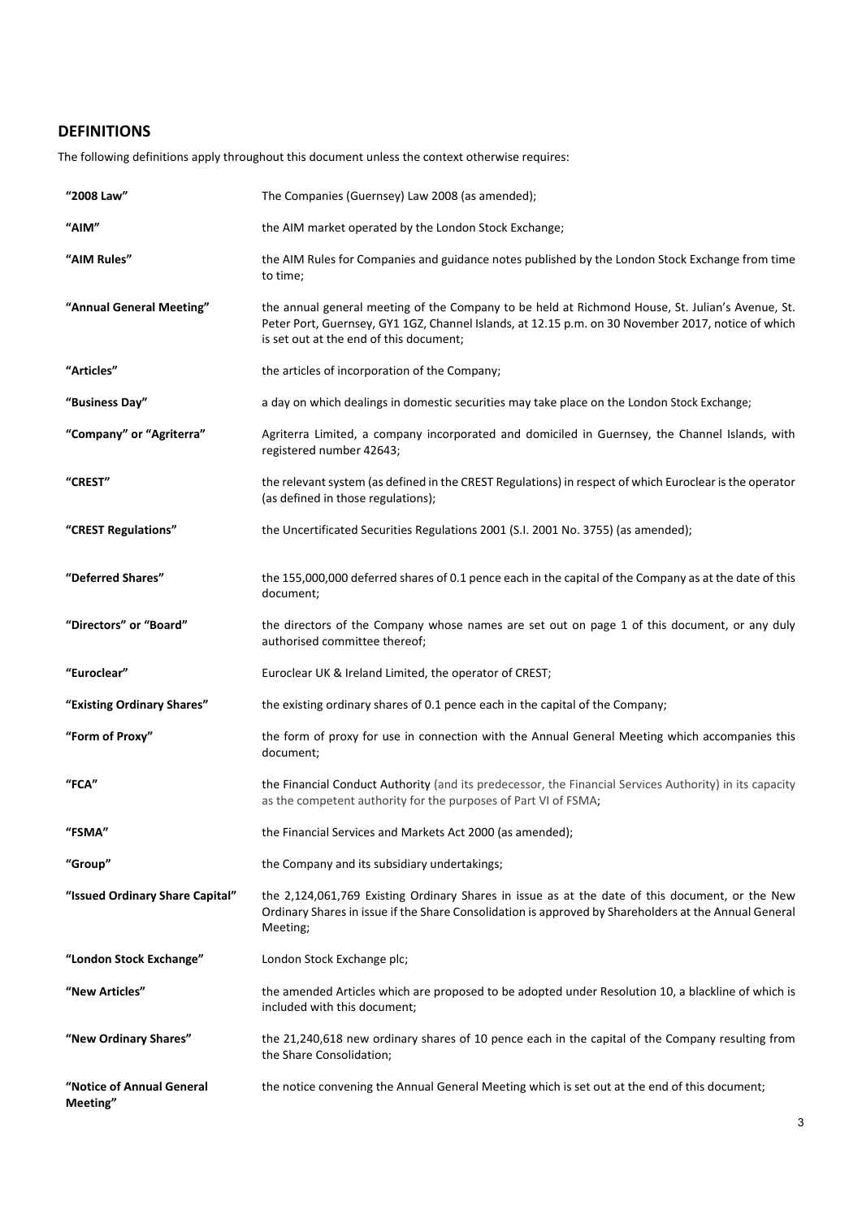## DEFINITIONS

The following definitions apply throughout this document unless the context otherwise requires:

| | |
|---|---|
| **"2008 Law"** | The Companies (Guernsey) Law 2008 (as amended); |
| **"AIM"** | the AIM market operated by the London Stock Exchange; |
| **"AIM Rules"** | the AIM Rules for Companies and guidance notes published by the London Stock Exchange from time to time; |
| **"Annual General Meeting"** | the annual general meeting of the Company to be held at Richmond House, St. Julian's Avenue, St. Peter Port, Guernsey, GY1 1GZ, Channel Islands, at 12.15 p.m. on 30 November 2017, notice of which is set out at the end of this document; |
| **"Articles"** | the articles of incorporation of the Company; |
| **"Business Day"** | a day on which dealings in domestic securities may take place on the London Stock Exchange; |
| **"Company" or "Agriterra"** | Agriterra Limited, a company incorporated and domiciled in Guernsey, the Channel Islands, with registered number 42643; |
| **"CREST"** | the relevant system (as defined in the CREST Regulations) in respect of which Euroclear is the operator (as defined in those regulations); |
| **"CREST Regulations"** | the Uncertificated Securities Regulations 2001 (S.I. 2001 No. 3755) (as amended); |
| **"Deferred Shares"** | the 155,000,000 deferred shares of 0.1 pence each in the capital of the Company as at the date of this document; |
| **"Directors" or "Board"** | the directors of the Company whose names are set out on page 1 of this document, or any duly authorised committee thereof; |
| **"Euroclear"** | Euroclear UK & Ireland Limited, the operator of CREST; |
| **"Existing Ordinary Shares"** | the existing ordinary shares of 0.1 pence each in the capital of the Company; |
| **"Form of Proxy"** | the form of proxy for use in connection with the Annual General Meeting which accompanies this document; |
| **"FCA"** | the Financial Conduct Authority (and its predecessor, the Financial Services Authority) in its capacity as the competent authority for the purposes of Part VI of FSMA; |
| **"FSMA"** | the Financial Services and Markets Act 2000 (as amended); |
| **"Group"** | the Company and its subsidiary undertakings; |
| **"Issued Ordinary Share Capital"** | the 2,124,061,769 Existing Ordinary Shares in issue as at the date of this document, or the New Ordinary Shares in issue if the Share Consolidation is approved by Shareholders at the Annual General Meeting; |
| **"London Stock Exchange"** | London Stock Exchange plc; |
| **"New Articles"** | the amended Articles which are proposed to be adopted under Resolution 10, a blackline of which is included with this document; |
| **"New Ordinary Shares"** | the 21,240,618 new ordinary shares of 10 pence each in the capital of the Company resulting from the Share Consolidation; |
| **"Notice of Annual General Meeting"** | the notice convening the Annual General Meeting which is set out at the end of this document; |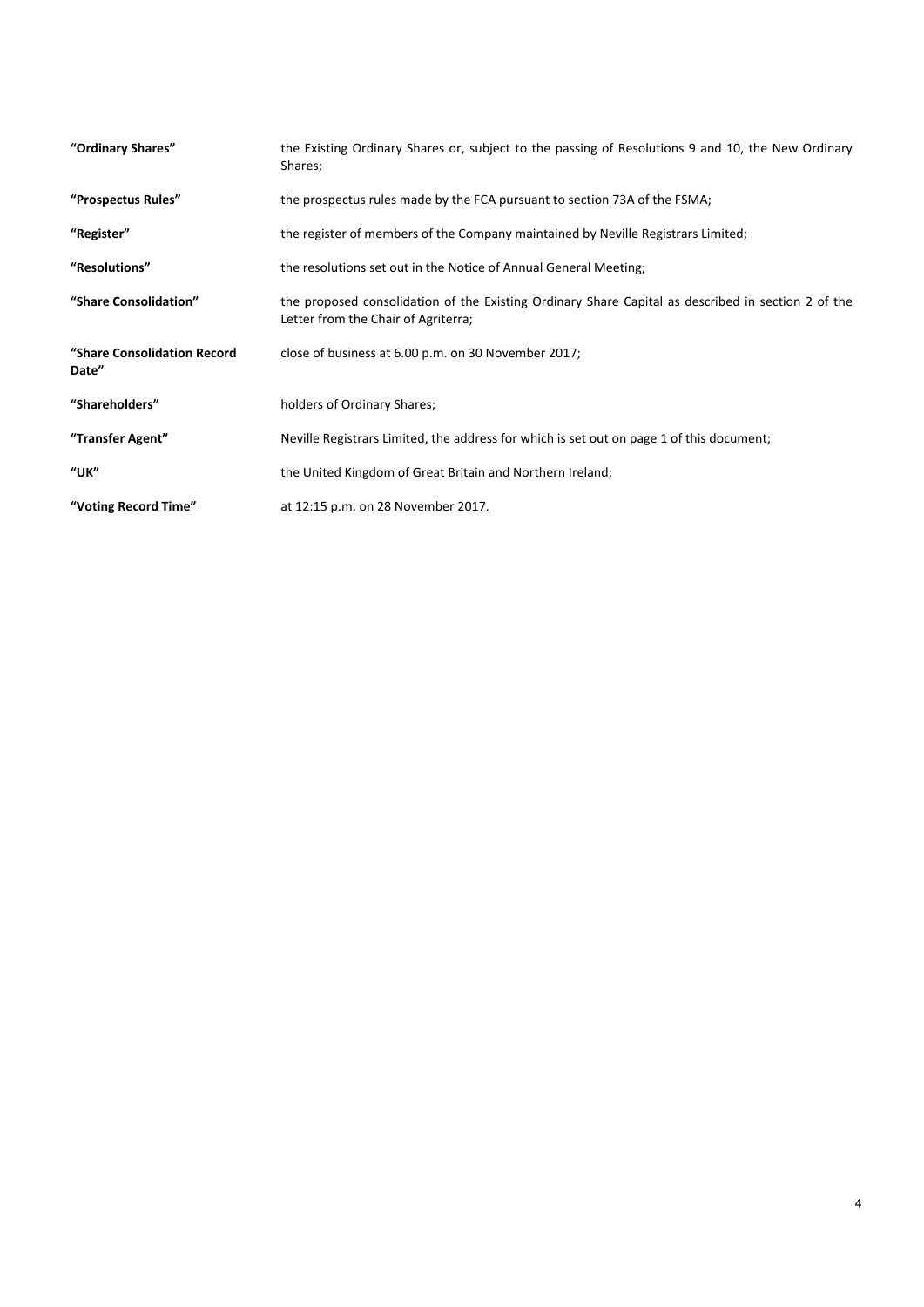| | |
|---|---|
| **"Ordinary Shares"** | the Existing Ordinary Shares or, subject to the passing of Resolutions 9 and 10, the New Ordinary Shares; |
| **"Prospectus Rules"** | the prospectus rules made by the FCA pursuant to section 73A of the FSMA; |
| **"Register"** | the register of members of the Company maintained by Neville Registrars Limited; |
| **"Resolutions"** | the resolutions set out in the Notice of Annual General Meeting; |
| **"Share Consolidation"** | the proposed consolidation of the Existing Ordinary Share Capital as described in section 2 of the Letter from the Chair of Agriterra; |
| **"Share Consolidation Record Date"** | close of business at 6.00 p.m. on 30 November 2017; |
| **"Shareholders"** | holders of Ordinary Shares; |
| **"Transfer Agent"** | Neville Registrars Limited, the address for which is set out on page 1 of this document; |
| **"UK"** | the United Kingdom of Great Britain and Northern Ireland; |
| **"Voting Record Time"** | at 12:15 p.m. on 28 November 2017. |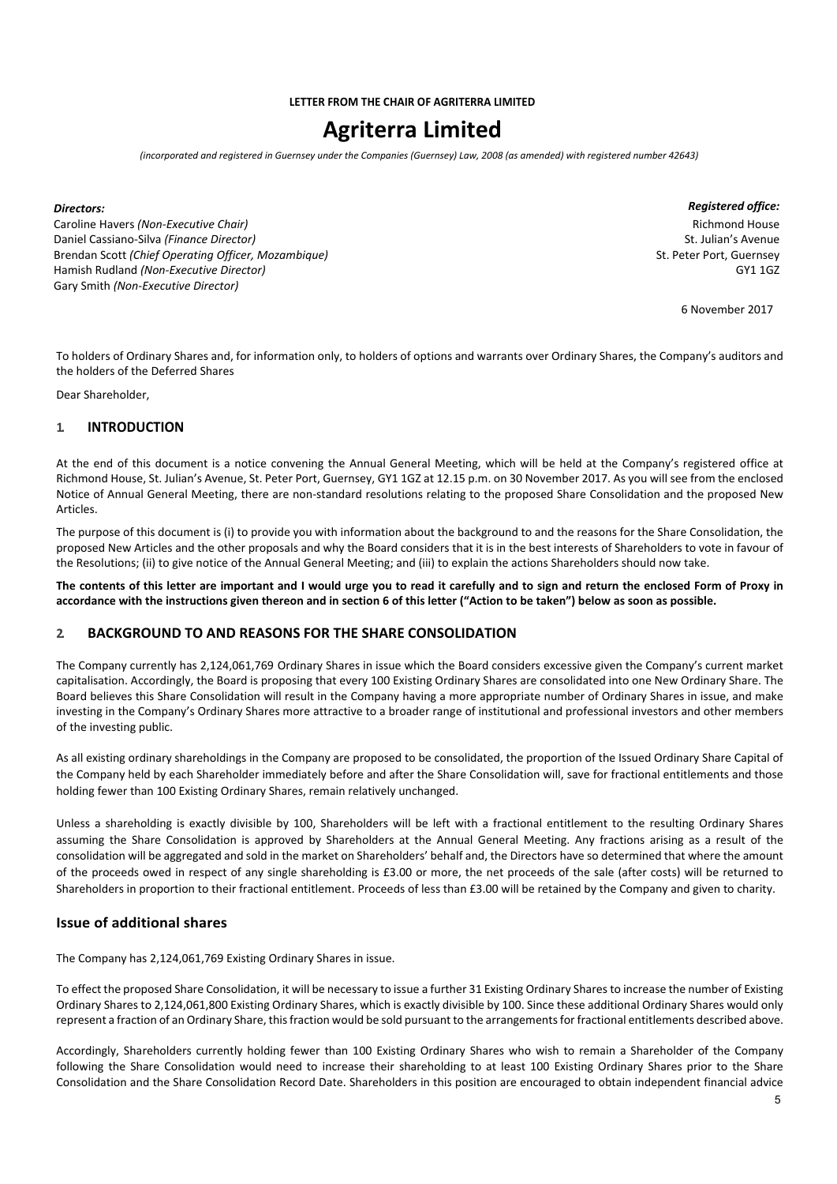**LETTER FROM THE CHAIR OF AGRITERRA LIMITED**

# Agriterra Limited

*(incorporated and registered in Guernsey under the Companies (Guernsey) Law, 2008 (as amended) with registered number 42643)*

***Directors:***
Caroline Havers *(Non-Executive Chair)*
Daniel Cassiano-Silva *(Finance Director)*
Brendan Scott *(Chief Operating Officer, Mozambique)*
Hamish Rudland *(Non-Executive Director)*
Gary Smith *(Non-Executive Director)*

***Registered office:***
Richmond House
St. Julian's Avenue
St. Peter Port, Guernsey
GY1 1GZ

6 November 2017

To holders of Ordinary Shares and, for information only, to holders of options and warrants over Ordinary Shares, the Company's auditors and the holders of the Deferred Shares

Dear Shareholder,

## 1. INTRODUCTION

At the end of this document is a notice convening the Annual General Meeting, which will be held at the Company's registered office at Richmond House, St. Julian's Avenue, St. Peter Port, Guernsey, GY1 1GZ at 12.15 p.m. on 30 November 2017. As you will see from the enclosed Notice of Annual General Meeting, there are non-standard resolutions relating to the proposed Share Consolidation and the proposed New Articles.

The purpose of this document is (i) to provide you with information about the background to and the reasons for the Share Consolidation, the proposed New Articles and the other proposals and why the Board considers that it is in the best interests of Shareholders to vote in favour of the Resolutions; (ii) to give notice of the Annual General Meeting; and (iii) to explain the actions Shareholders should now take.

**The contents of this letter are important and I would urge you to read it carefully and to sign and return the enclosed Form of Proxy in accordance with the instructions given thereon and in section 6 of this letter ("Action to be taken") below as soon as possible.**

## 2. BACKGROUND TO AND REASONS FOR THE SHARE CONSOLIDATION

The Company currently has 2,124,061,769 Ordinary Shares in issue which the Board considers excessive given the Company's current market capitalisation. Accordingly, the Board is proposing that every 100 Existing Ordinary Shares are consolidated into one New Ordinary Share. The Board believes this Share Consolidation will result in the Company having a more appropriate number of Ordinary Shares in issue, and make investing in the Company's Ordinary Shares more attractive to a broader range of institutional and professional investors and other members of the investing public.

As all existing ordinary shareholdings in the Company are proposed to be consolidated, the proportion of the Issued Ordinary Share Capital of the Company held by each Shareholder immediately before and after the Share Consolidation will, save for fractional entitlements and those holding fewer than 100 Existing Ordinary Shares, remain relatively unchanged.

Unless a shareholding is exactly divisible by 100, Shareholders will be left with a fractional entitlement to the resulting Ordinary Shares assuming the Share Consolidation is approved by Shareholders at the Annual General Meeting. Any fractions arising as a result of the consolidation will be aggregated and sold in the market on Shareholders' behalf and, the Directors have so determined that where the amount of the proceeds owed in respect of any single shareholding is £3.00 or more, the net proceeds of the sale (after costs) will be returned to Shareholders in proportion to their fractional entitlement. Proceeds of less than £3.00 will be retained by the Company and given to charity.

### Issue of additional shares

The Company has 2,124,061,769 Existing Ordinary Shares in issue.

To effect the proposed Share Consolidation, it will be necessary to issue a further 31 Existing Ordinary Shares to increase the number of Existing Ordinary Shares to 2,124,061,800 Existing Ordinary Shares, which is exactly divisible by 100. Since these additional Ordinary Shares would only represent a fraction of an Ordinary Share, this fraction would be sold pursuant to the arrangements for fractional entitlements described above.

Accordingly, Shareholders currently holding fewer than 100 Existing Ordinary Shares who wish to remain a Shareholder of the Company following the Share Consolidation would need to increase their shareholding to at least 100 Existing Ordinary Shares prior to the Share Consolidation and the Share Consolidation Record Date. Shareholders in this position are encouraged to obtain independent financial advice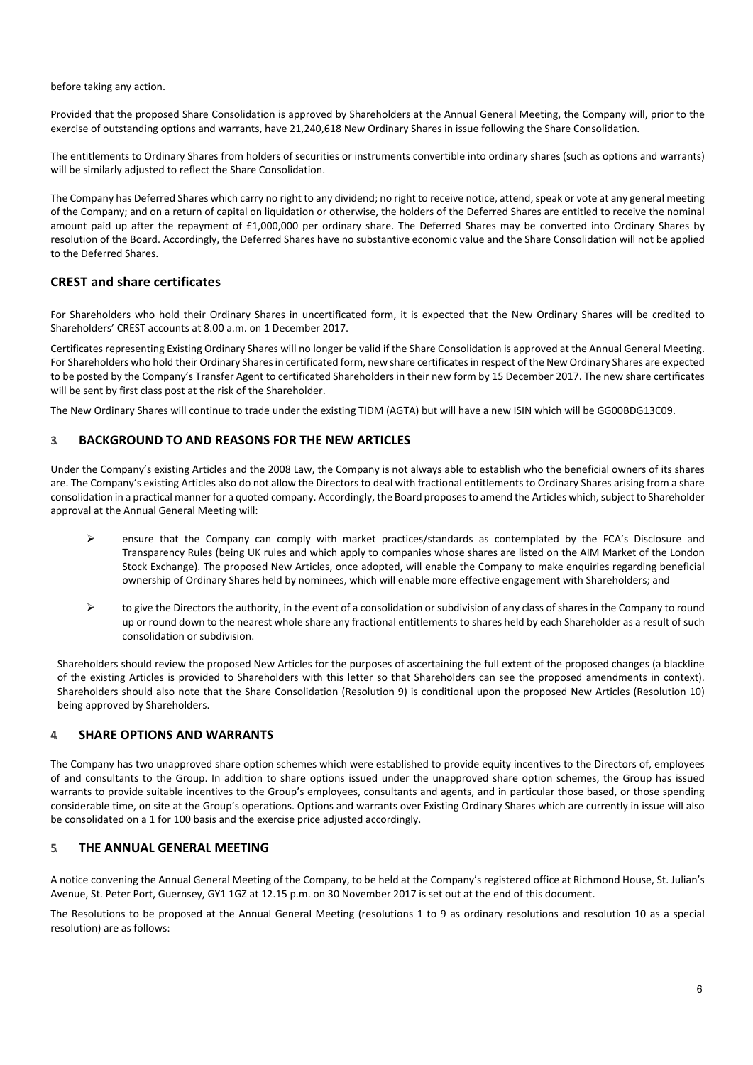before taking any action.

Provided that the proposed Share Consolidation is approved by Shareholders at the Annual General Meeting, the Company will, prior to the exercise of outstanding options and warrants, have 21,240,618 New Ordinary Shares in issue following the Share Consolidation.

The entitlements to Ordinary Shares from holders of securities or instruments convertible into ordinary shares (such as options and warrants) will be similarly adjusted to reflect the Share Consolidation.

The Company has Deferred Shares which carry no right to any dividend; no right to receive notice, attend, speak or vote at any general meeting of the Company; and on a return of capital on liquidation or otherwise, the holders of the Deferred Shares are entitled to receive the nominal amount paid up after the repayment of £1,000,000 per ordinary share. The Deferred Shares may be converted into Ordinary Shares by resolution of the Board. Accordingly, the Deferred Shares have no substantive economic value and the Share Consolidation will not be applied to the Deferred Shares.

### CREST and share certificates

For Shareholders who hold their Ordinary Shares in uncertificated form, it is expected that the New Ordinary Shares will be credited to Shareholders' CREST accounts at 8.00 a.m. on 1 December 2017.

Certificates representing Existing Ordinary Shares will no longer be valid if the Share Consolidation is approved at the Annual General Meeting. For Shareholders who hold their Ordinary Shares in certificated form, new share certificates in respect of the New Ordinary Shares are expected to be posted by the Company's Transfer Agent to certificated Shareholders in their new form by 15 December 2017. The new share certificates will be sent by first class post at the risk of the Shareholder.

The New Ordinary Shares will continue to trade under the existing TIDM (AGTA) but will have a new ISIN which will be GG00BDG13C09.

## 3. BACKGROUND TO AND REASONS FOR THE NEW ARTICLES

Under the Company's existing Articles and the 2008 Law, the Company is not always able to establish who the beneficial owners of its shares are. The Company's existing Articles also do not allow the Directors to deal with fractional entitlements to Ordinary Shares arising from a share consolidation in a practical manner for a quoted company. Accordingly, the Board proposes to amend the Articles which, subject to Shareholder approval at the Annual General Meeting will:

- ensure that the Company can comply with market practices/standards as contemplated by the FCA's Disclosure and Transparency Rules (being UK rules and which apply to companies whose shares are listed on the AIM Market of the London Stock Exchange). The proposed New Articles, once adopted, will enable the Company to make enquiries regarding beneficial ownership of Ordinary Shares held by nominees, which will enable more effective engagement with Shareholders; and
- to give the Directors the authority, in the event of a consolidation or subdivision of any class of shares in the Company to round up or round down to the nearest whole share any fractional entitlements to shares held by each Shareholder as a result of such consolidation or subdivision.

Shareholders should review the proposed New Articles for the purposes of ascertaining the full extent of the proposed changes (a blackline of the existing Articles is provided to Shareholders with this letter so that Shareholders can see the proposed amendments in context). Shareholders should also note that the Share Consolidation (Resolution 9) is conditional upon the proposed New Articles (Resolution 10) being approved by Shareholders.

## 4. SHARE OPTIONS AND WARRANTS

The Company has two unapproved share option schemes which were established to provide equity incentives to the Directors of, employees of and consultants to the Group. In addition to share options issued under the unapproved share option schemes, the Group has issued warrants to provide suitable incentives to the Group's employees, consultants and agents, and in particular those based, or those spending considerable time, on site at the Group's operations. Options and warrants over Existing Ordinary Shares which are currently in issue will also be consolidated on a 1 for 100 basis and the exercise price adjusted accordingly.

## 5. THE ANNUAL GENERAL MEETING

A notice convening the Annual General Meeting of the Company, to be held at the Company's registered office at Richmond House, St. Julian's Avenue, St. Peter Port, Guernsey, GY1 1GZ at 12.15 p.m. on 30 November 2017 is set out at the end of this document.

The Resolutions to be proposed at the Annual General Meeting (resolutions 1 to 9 as ordinary resolutions and resolution 10 as a special resolution) are as follows: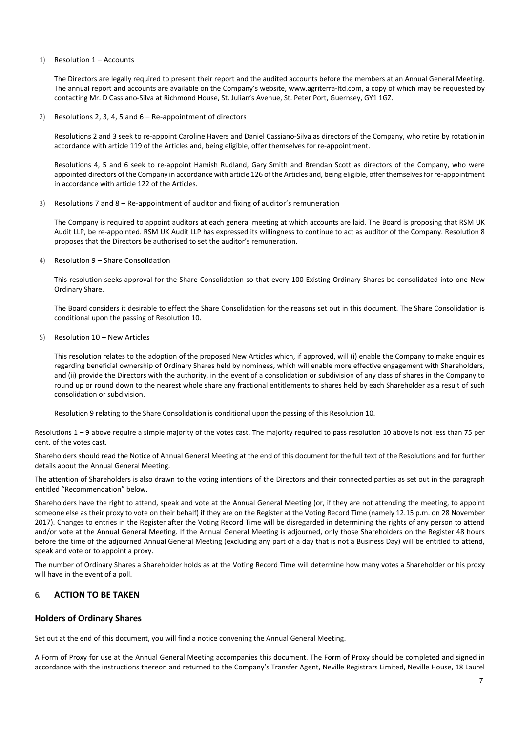1) Resolution 1 – Accounts

   The Directors are legally required to present their report and the audited accounts before the members at an Annual General Meeting. The annual report and accounts are available on the Company's website, www.agriterra-ltd.com, a copy of which may be requested by contacting Mr. D Cassiano-Silva at Richmond House, St. Julian's Avenue, St. Peter Port, Guernsey, GY1 1GZ.

2) Resolutions 2, 3, 4, 5 and 6 – Re-appointment of directors

   Resolutions 2 and 3 seek to re-appoint Caroline Havers and Daniel Cassiano-Silva as directors of the Company, who retire by rotation in accordance with article 119 of the Articles and, being eligible, offer themselves for re-appointment.

   Resolutions 4, 5 and 6 seek to re-appoint Hamish Rudland, Gary Smith and Brendan Scott as directors of the Company, who were appointed directors of the Company in accordance with article 126 of the Articles and, being eligible, offer themselves for re-appointment in accordance with article 122 of the Articles.

3) Resolutions 7 and 8 – Re-appointment of auditor and fixing of auditor's remuneration

   The Company is required to appoint auditors at each general meeting at which accounts are laid. The Board is proposing that RSM UK Audit LLP, be re-appointed. RSM UK Audit LLP has expressed its willingness to continue to act as auditor of the Company. Resolution 8 proposes that the Directors be authorised to set the auditor's remuneration.

4) Resolution 9 – Share Consolidation

   This resolution seeks approval for the Share Consolidation so that every 100 Existing Ordinary Shares be consolidated into one New Ordinary Share.

   The Board considers it desirable to effect the Share Consolidation for the reasons set out in this document. The Share Consolidation is conditional upon the passing of Resolution 10.

5) Resolution 10 – New Articles

   This resolution relates to the adoption of the proposed New Articles which, if approved, will (i) enable the Company to make enquiries regarding beneficial ownership of Ordinary Shares held by nominees, which will enable more effective engagement with Shareholders, and (ii) provide the Directors with the authority, in the event of a consolidation or subdivision of any class of shares in the Company to round up or round down to the nearest whole share any fractional entitlements to shares held by each Shareholder as a result of such consolidation or subdivision.

   Resolution 9 relating to the Share Consolidation is conditional upon the passing of this Resolution 10.

Resolutions 1 – 9 above require a simple majority of the votes cast. The majority required to pass resolution 10 above is not less than 75 per cent. of the votes cast.

Shareholders should read the Notice of Annual General Meeting at the end of this document for the full text of the Resolutions and for further details about the Annual General Meeting.

The attention of Shareholders is also drawn to the voting intentions of the Directors and their connected parties as set out in the paragraph entitled "Recommendation" below.

Shareholders have the right to attend, speak and vote at the Annual General Meeting (or, if they are not attending the meeting, to appoint someone else as their proxy to vote on their behalf) if they are on the Register at the Voting Record Time (namely 12.15 p.m. on 28 November 2017). Changes to entries in the Register after the Voting Record Time will be disregarded in determining the rights of any person to attend and/or vote at the Annual General Meeting. If the Annual General Meeting is adjourned, only those Shareholders on the Register 48 hours before the time of the adjourned Annual General Meeting (excluding any part of a day that is not a Business Day) will be entitled to attend, speak and vote or to appoint a proxy.

The number of Ordinary Shares a Shareholder holds as at the Voting Record Time will determine how many votes a Shareholder or his proxy will have in the event of a poll.

## 6. ACTION TO BE TAKEN

### Holders of Ordinary Shares

Set out at the end of this document, you will find a notice convening the Annual General Meeting.

A Form of Proxy for use at the Annual General Meeting accompanies this document. The Form of Proxy should be completed and signed in accordance with the instructions thereon and returned to the Company's Transfer Agent, Neville Registrars Limited, Neville House, 18 Laurel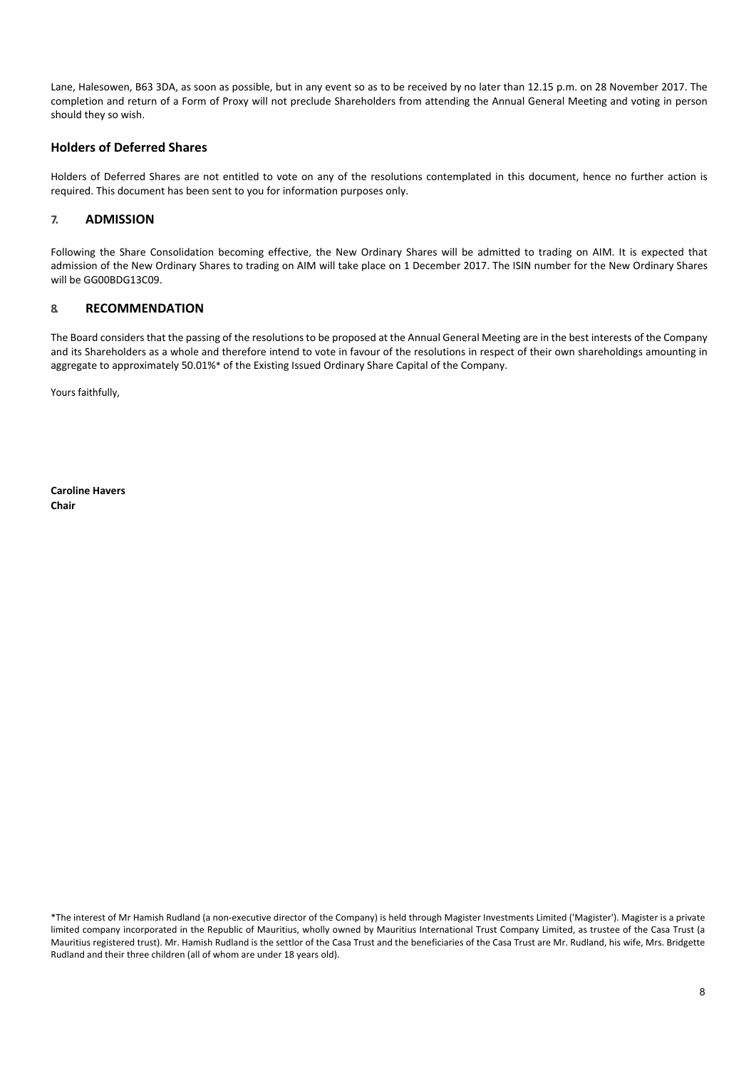Lane, Halesowen, B63 3DA, as soon as possible, but in any event so as to be received by no later than 12.15 p.m. on 28 November 2017. The completion and return of a Form of Proxy will not preclude Shareholders from attending the Annual General Meeting and voting in person should they so wish.

### Holders of Deferred Shares

Holders of Deferred Shares are not entitled to vote on any of the resolutions contemplated in this document, hence no further action is required. This document has been sent to you for information purposes only.

## 7. ADMISSION

Following the Share Consolidation becoming effective, the New Ordinary Shares will be admitted to trading on AIM. It is expected that admission of the New Ordinary Shares to trading on AIM will take place on 1 December 2017. The ISIN number for the New Ordinary Shares will be GG00BDG13C09.

## 8. RECOMMENDATION

The Board considers that the passing of the resolutions to be proposed at the Annual General Meeting are in the best interests of the Company and its Shareholders as a whole and therefore intend to vote in favour of the resolutions in respect of their own shareholdings amounting in aggregate to approximately 50.01%* of the Existing Issued Ordinary Share Capital of the Company.

Yours faithfully,

**Caroline Havers**
**Chair**

*The interest of Mr Hamish Rudland (a non-executive director of the Company) is held through Magister Investments Limited ('Magister'). Magister is a private limited company incorporated in the Republic of Mauritius, wholly owned by Mauritius International Trust Company Limited, as trustee of the Casa Trust (a Mauritius registered trust). Mr. Hamish Rudland is the settlor of the Casa Trust and the beneficiaries of the Casa Trust are Mr. Rudland, his wife, Mrs. Bridgette Rudland and their three children (all of whom are under 18 years old).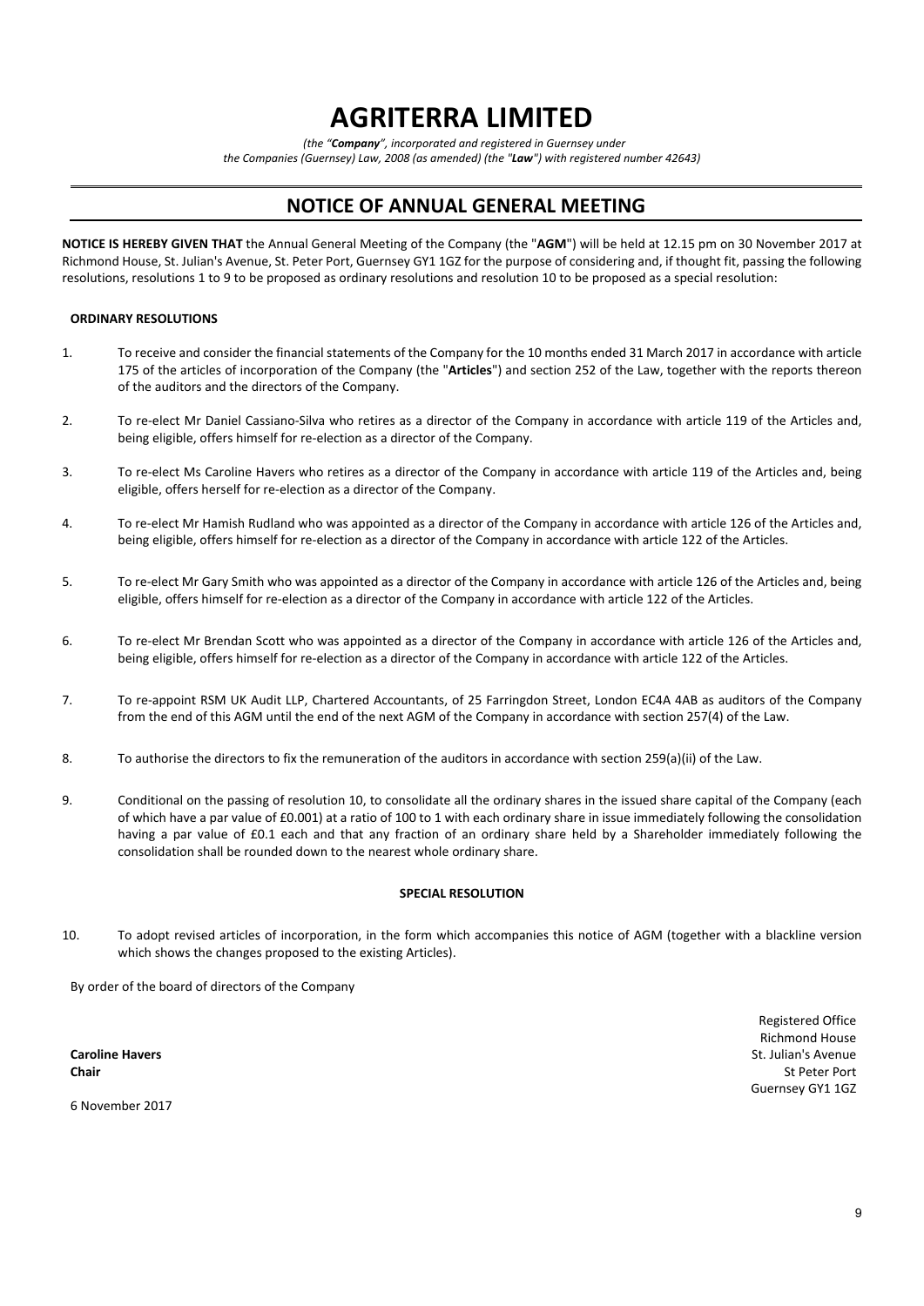# AGRITERRA LIMITED

*(the "**Company**", incorporated and registered in Guernsey under the Companies (Guernsey) Law, 2008 (as amended) (the "**Law**") with registered number 42643)*

## NOTICE OF ANNUAL GENERAL MEETING

**NOTICE IS HEREBY GIVEN THAT** the Annual General Meeting of the Company (the "**AGM**") will be held at 12.15 pm on 30 November 2017 at Richmond House, St. Julian's Avenue, St. Peter Port, Guernsey GY1 1GZ for the purpose of considering and, if thought fit, passing the following resolutions, resolutions 1 to 9 to be proposed as ordinary resolutions and resolution 10 to be proposed as a special resolution:

**ORDINARY RESOLUTIONS**

1. To receive and consider the financial statements of the Company for the 10 months ended 31 March 2017 in accordance with article 175 of the articles of incorporation of the Company (the "**Articles**") and section 252 of the Law, together with the reports thereon of the auditors and the directors of the Company.

2. To re-elect Mr Daniel Cassiano-Silva who retires as a director of the Company in accordance with article 119 of the Articles and, being eligible, offers himself for re-election as a director of the Company.

3. To re-elect Ms Caroline Havers who retires as a director of the Company in accordance with article 119 of the Articles and, being eligible, offers herself for re-election as a director of the Company.

4. To re-elect Mr Hamish Rudland who was appointed as a director of the Company in accordance with article 126 of the Articles and, being eligible, offers himself for re-election as a director of the Company in accordance with article 122 of the Articles.

5. To re-elect Mr Gary Smith who was appointed as a director of the Company in accordance with article 126 of the Articles and, being eligible, offers himself for re-election as a director of the Company in accordance with article 122 of the Articles.

6. To re-elect Mr Brendan Scott who was appointed as a director of the Company in accordance with article 126 of the Articles and, being eligible, offers himself for re-election as a director of the Company in accordance with article 122 of the Articles.

7. To re-appoint RSM UK Audit LLP, Chartered Accountants, of 25 Farringdon Street, London EC4A 4AB as auditors of the Company from the end of this AGM until the end of the next AGM of the Company in accordance with section 257(4) of the Law.

8. To authorise the directors to fix the remuneration of the auditors in accordance with section 259(a)(ii) of the Law.

9. Conditional on the passing of resolution 10, to consolidate all the ordinary shares in the issued share capital of the Company (each of which have a par value of £0.001) at a ratio of 100 to 1 with each ordinary share in issue immediately following the consolidation having a par value of £0.1 each and that any fraction of an ordinary share held by a Shareholder immediately following the consolidation shall be rounded down to the nearest whole ordinary share.

**SPECIAL RESOLUTION**

10. To adopt revised articles of incorporation, in the form which accompanies this notice of AGM (together with a blackline version which shows the changes proposed to the existing Articles).

By order of the board of directors of the Company

**Caroline Havers**
**Chair**

6 November 2017

Registered Office
Richmond House
St. Julian's Avenue
St Peter Port
Guernsey GY1 1GZ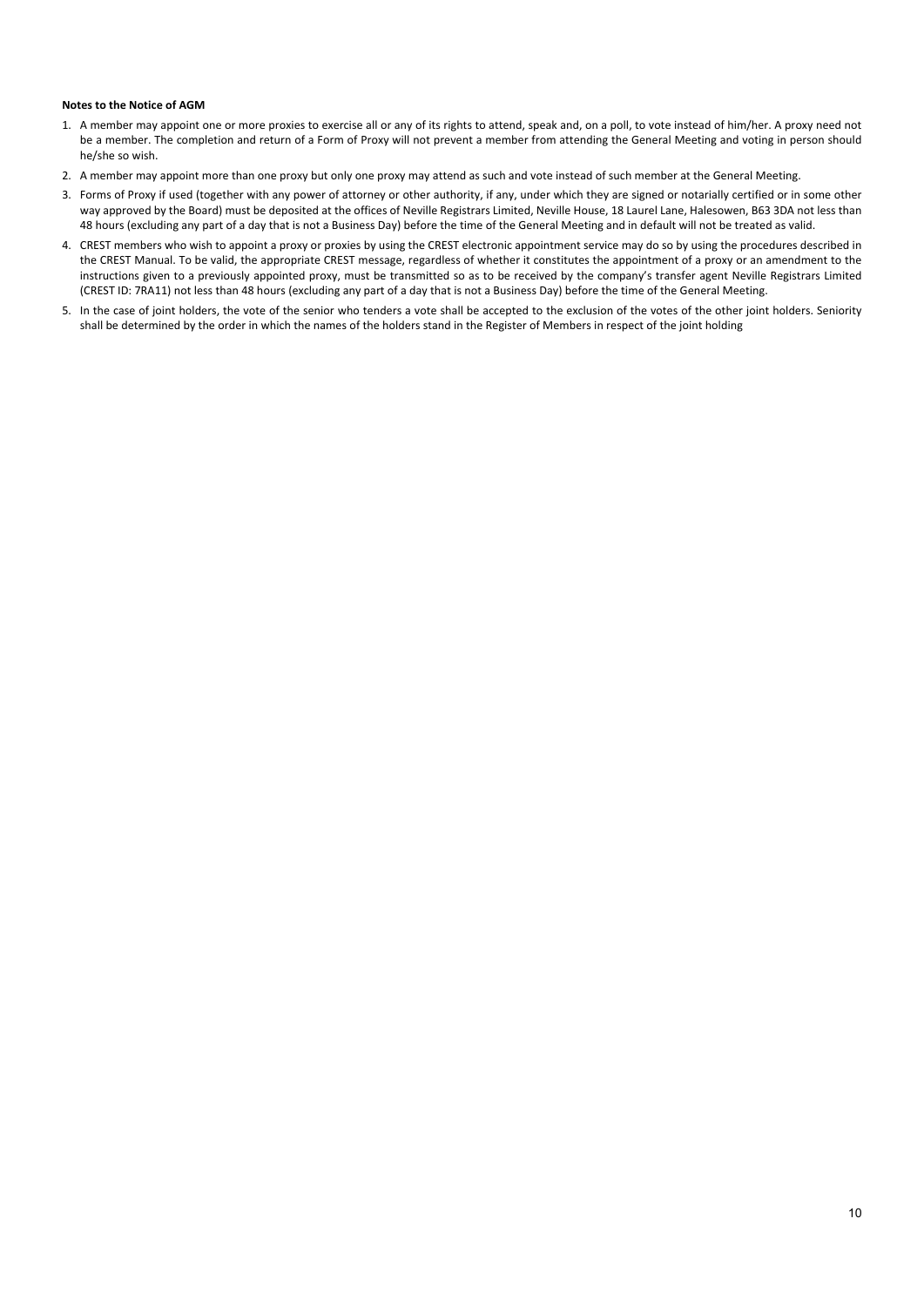**Notes to the Notice of AGM**

1. A member may appoint one or more proxies to exercise all or any of its rights to attend, speak and, on a poll, to vote instead of him/her. A proxy need not be a member. The completion and return of a Form of Proxy will not prevent a member from attending the General Meeting and voting in person should he/she so wish.
2. A member may appoint more than one proxy but only one proxy may attend as such and vote instead of such member at the General Meeting.
3. Forms of Proxy if used (together with any power of attorney or other authority, if any, under which they are signed or notarially certified or in some other way approved by the Board) must be deposited at the offices of Neville Registrars Limited, Neville House, 18 Laurel Lane, Halesowen, B63 3DA not less than 48 hours (excluding any part of a day that is not a Business Day) before the time of the General Meeting and in default will not be treated as valid.
4. CREST members who wish to appoint a proxy or proxies by using the CREST electronic appointment service may do so by using the procedures described in the CREST Manual. To be valid, the appropriate CREST message, regardless of whether it constitutes the appointment of a proxy or an amendment to the instructions given to a previously appointed proxy, must be transmitted so as to be received by the company's transfer agent Neville Registrars Limited (CREST ID: 7RA11) not less than 48 hours (excluding any part of a day that is not a Business Day) before the time of the General Meeting.
5. In the case of joint holders, the vote of the senior who tenders a vote shall be accepted to the exclusion of the votes of the other joint holders. Seniority shall be determined by the order in which the names of the holders stand in the Register of Members in respect of the joint holding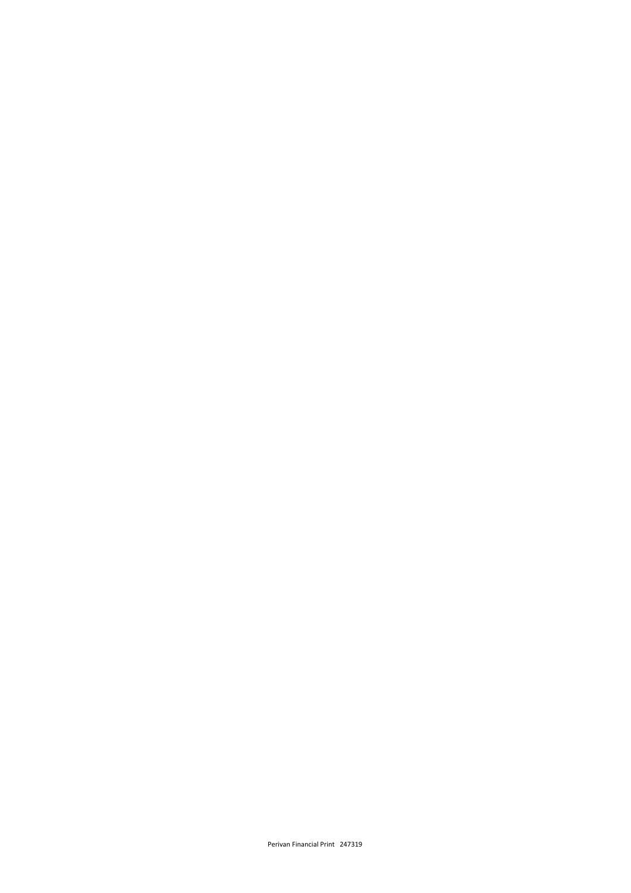Perivan Financial Print 247319